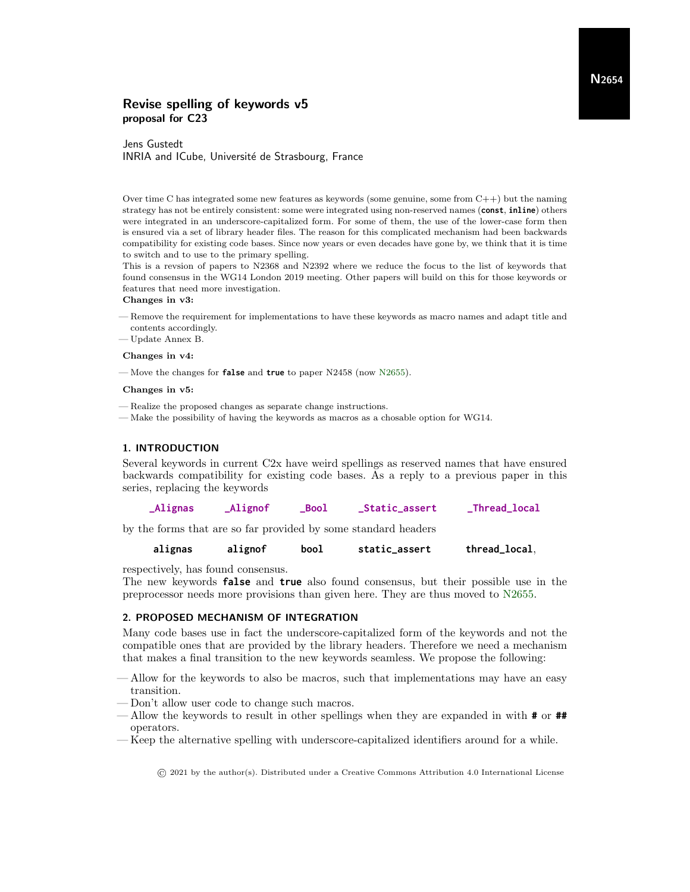**N2654**

# Revise spelling of keywords v5
**proposal for C23**

Jens Gustedt
INRIA and ICube, Université de Strasbourg, France

Over time C has integrated some new features as keywords (some genuine, some from C++) but the naming strategy has not be entirely consistent: some were integrated using non-reserved names (**const**, **inline**) others were integrated in an underscore-capitalized form. For some of them, the use of the lower-case form then is ensured via a set of library header files. The reason for this complicated mechanism had been backwards compatibility for existing code bases. Since now years or even decades have gone by, we think that it is time to switch and to use to the primary spelling.
This is a revsion of papers to N2368 and N2392 where we reduce the focus to the list of keywords that found consensus in the WG14 London 2019 meeting. Other papers will build on this for those keywords or features that need more investigation.

**Changes in v3:**

— Remove the requirement for implementations to have these keywords as macro names and adapt title and contents accordingly.
— Update Annex B.

**Changes in v4:**

— Move the changes for **false** and **true** to paper N2458 (now N2655).

**Changes in v5:**

— Realize the proposed changes as separate change instructions.
— Make the possibility of having the keywords as macros as a chosable option for WG14.

## 1. INTRODUCTION

Several keywords in current C2x have weird spellings as reserved names that have ensured backwards compatibility for existing code bases. As a reply to a previous paper in this series, replacing the keywords

**_Alignas** **_Alignof** **_Bool** **_Static_assert** **_Thread_local**

by the forms that are so far provided by some standard headers

**alignas** **alignof** **bool** **static_assert** **thread_local**,

respectively, has found consensus.
The new keywords **false** and **true** also found consensus, but their possible use in the preprocessor needs more provisions than given here. They are thus moved to N2655.

## 2. PROPOSED MECHANISM OF INTEGRATION

Many code bases use in fact the underscore-capitalized form of the keywords and not the compatible ones that are provided by the library headers. Therefore we need a mechanism that makes a final transition to the new keywords seamless. We propose the following:

— Allow for the keywords to also be macros, such that implementations may have an easy transition.
— Don't allow user code to change such macros.
— Allow the keywords to result in other spellings when they are expanded in with **#** or **##** operators.
— Keep the alternative spelling with underscore-capitalized identifiers around for a while.

© 2021 by the author(s). Distributed under a Creative Commons Attribution 4.0 International License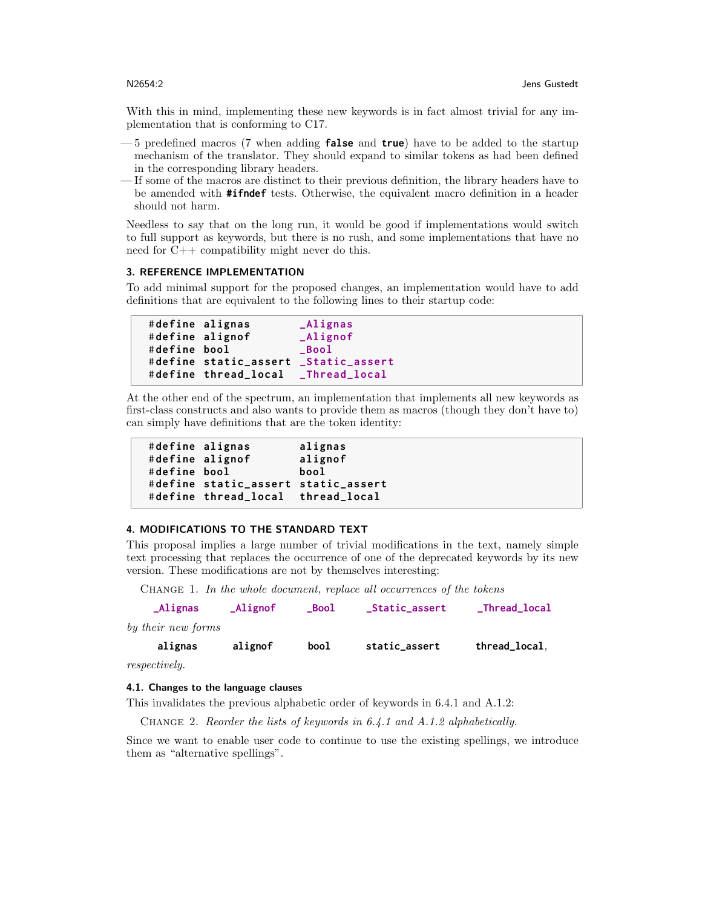With this in mind, implementing these new keywords is in fact almost trivial for any implementation that is conforming to C17.

- 5 predefined macros (7 when adding **false** and **true**) have to be added to the startup mechanism of the translator. They should expand to similar tokens as had been defined in the corresponding library headers.
- If some of the macros are distinct to their previous definition, the library headers have to be amended with **#ifndef** tests. Otherwise, the equivalent macro definition in a header should not harm.

Needless to say that on the long run, it would be good if implementations would switch to full support as keywords, but there is no rush, and some implementations that have no need for C++ compatibility might never do this.

### 3. REFERENCE IMPLEMENTATION

To add minimal support for the proposed changes, an implementation would have to add definitions that are equivalent to the following lines to their startup code:

```
#define alignas       _Alignas
#define alignof       _Alignof
#define bool          _Bool
#define static_assert _Static_assert
#define thread_local  _Thread_local
```

At the other end of the spectrum, an implementation that implements all new keywords as first-class constructs and also wants to provide them as macros (though they don't have to) can simply have definitions that are the token identity:

```
#define alignas       alignas
#define alignof       alignof
#define bool          bool
#define static_assert static_assert
#define thread_local  thread_local
```

### 4. MODIFICATIONS TO THE STANDARD TEXT

This proposal implies a large number of trivial modifications in the text, namely simple text processing that replaces the occurrence of one of the deprecated keywords by its new version. These modifications are not by themselves interesting:

CHANGE 1. *In the whole document, replace all occurrences of the tokens*

`_Alignas` `_Alignof` `_Bool` `_Static_assert` `_Thread_local`

*by their new forms*

**alignas** **alignof** **bool** **static_assert** **thread_local**,

*respectively.*

#### 4.1. Changes to the language clauses

This invalidates the previous alphabetic order of keywords in 6.4.1 and A.1.2:

CHANGE 2. *Reorder the lists of keywords in 6.4.1 and A.1.2 alphabetically.*

Since we want to enable user code to continue to use the existing spellings, we introduce them as "alternative spellings".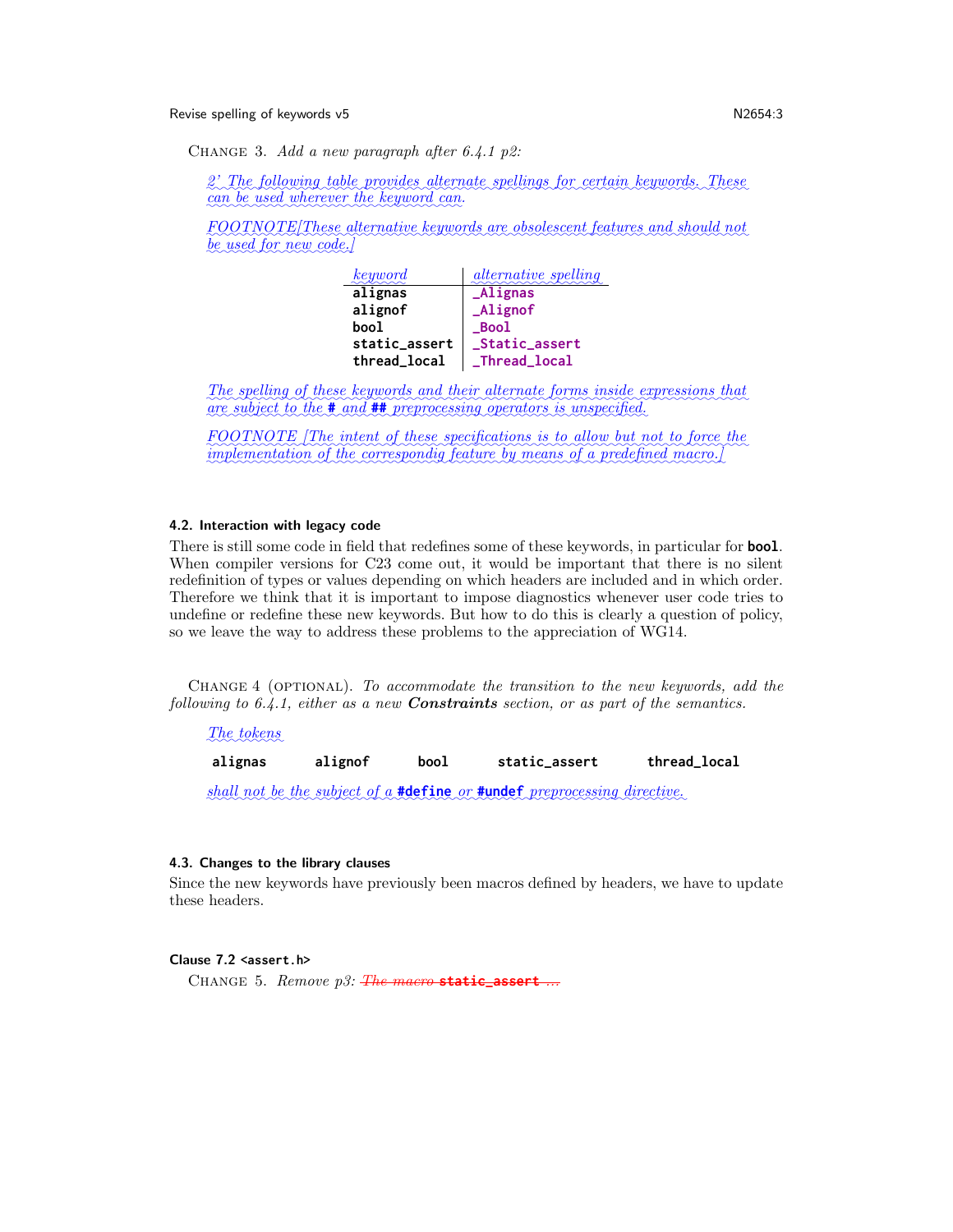Change 3. *Add a new paragraph after 6.4.1 p2:*

*2' The following table provides alternate spellings for certain keywords. These can be used wherever the keyword can.*

*FOOTNOTE[These alternative keywords are obsolescent features and should not be used for new code.]*

| *keyword* | *alternative spelling* |
|---|---|
| `alignas` | `_Alignas` |
| `alignof` | `_Alignof` |
| `bool` | `_Bool` |
| `static_assert` | `_Static_assert` |
| `thread_local` | `_Thread_local` |

*The spelling of these keywords and their alternate forms inside expressions that are subject to the `#` and `##` preprocessing operators is unspecified.*

*FOOTNOTE [The intent of these specifications is to allow but not to force the implementation of the correspondig feature by means of a predefined macro.]*

#### 4.2. Interaction with legacy code

There is still some code in field that redefines some of these keywords, in particular for **`bool`**. When compiler versions for C23 come out, it would be important that there is no silent redefinition of types or values depending on which headers are included and in which order. Therefore we think that it is important to impose diagnostics whenever user code tries to undefine or redefine these new keywords. But how to do this is clearly a question of policy, so we leave the way to address these problems to the appreciation of WG14.

Change 4 (optional). *To accommodate the transition to the new keywords, add the following to 6.4.1, either as a new **Constraints** section, or as part of the semantics.*

*The tokens*

**`alignas`** **`alignof`** **`bool`** **`static_assert`** **`thread_local`**

*shall not be the subject of a **`#define`** or **`#undef`** preprocessing directive.*

#### 4.3. Changes to the library clauses

Since the new keywords have previously been macros defined by headers, we have to update these headers.

#### Clause 7.2 `<assert.h>`

Change 5. *Remove p3:* ~~*The macro* **`static_assert`** *...*~~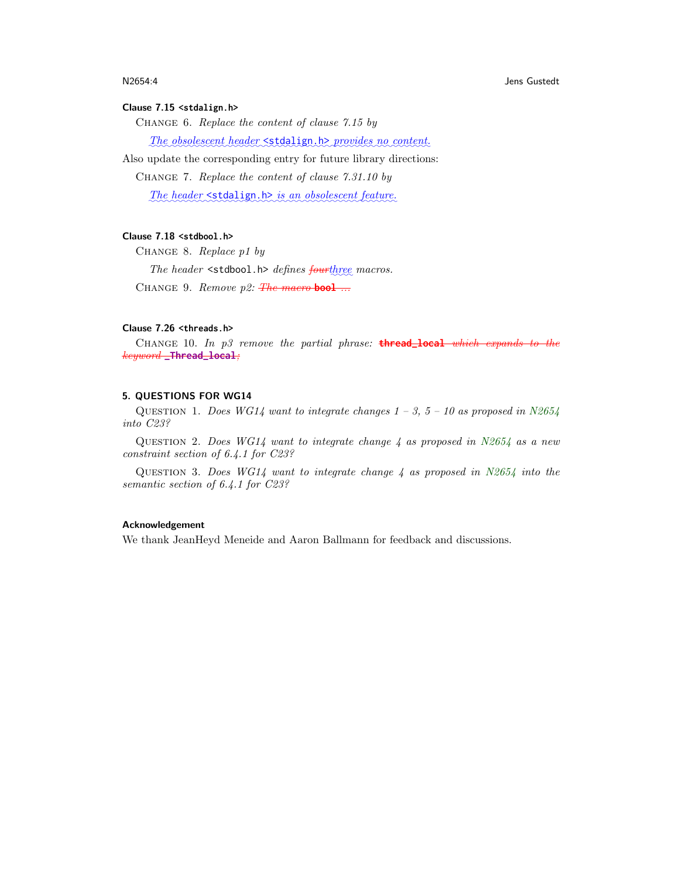**Clause 7.15 `<stdalign.h>`**

CHANGE 6. *Replace the content of clause 7.15 by*

> *The obsolescent header `<stdalign.h>` provides no content.*

Also update the corresponding entry for future library directions:

CHANGE 7. *Replace the content of clause 7.31.10 by*

> *The header `<stdalign.h>` is an obsolescent feature.*

**Clause 7.18 `<stdbool.h>`**

CHANGE 8. *Replace p1 by*

> *The header `<stdbool.h>` defines ~~four~~three macros.*

CHANGE 9. *Remove p2: ~~The macro **bool** ...~~*

**Clause 7.26 `<threads.h>`**

CHANGE 10. *In p3 remove the partial phrase: ~~**thread_local** which expands to the keyword **_Thread_local**;~~*

## 5. QUESTIONS FOR WG14

QUESTION 1. *Does WG14 want to integrate changes 1 – 3, 5 – 10 as proposed in N2654 into C23?*

QUESTION 2. *Does WG14 want to integrate change 4 as proposed in N2654 as a new constraint section of 6.4.1 for C23?*

QUESTION 3. *Does WG14 want to integrate change 4 as proposed in N2654 into the semantic section of 6.4.1 for C23?*

**Acknowledgement**

We thank JeanHeyd Meneide and Aaron Ballmann for feedback and discussions.